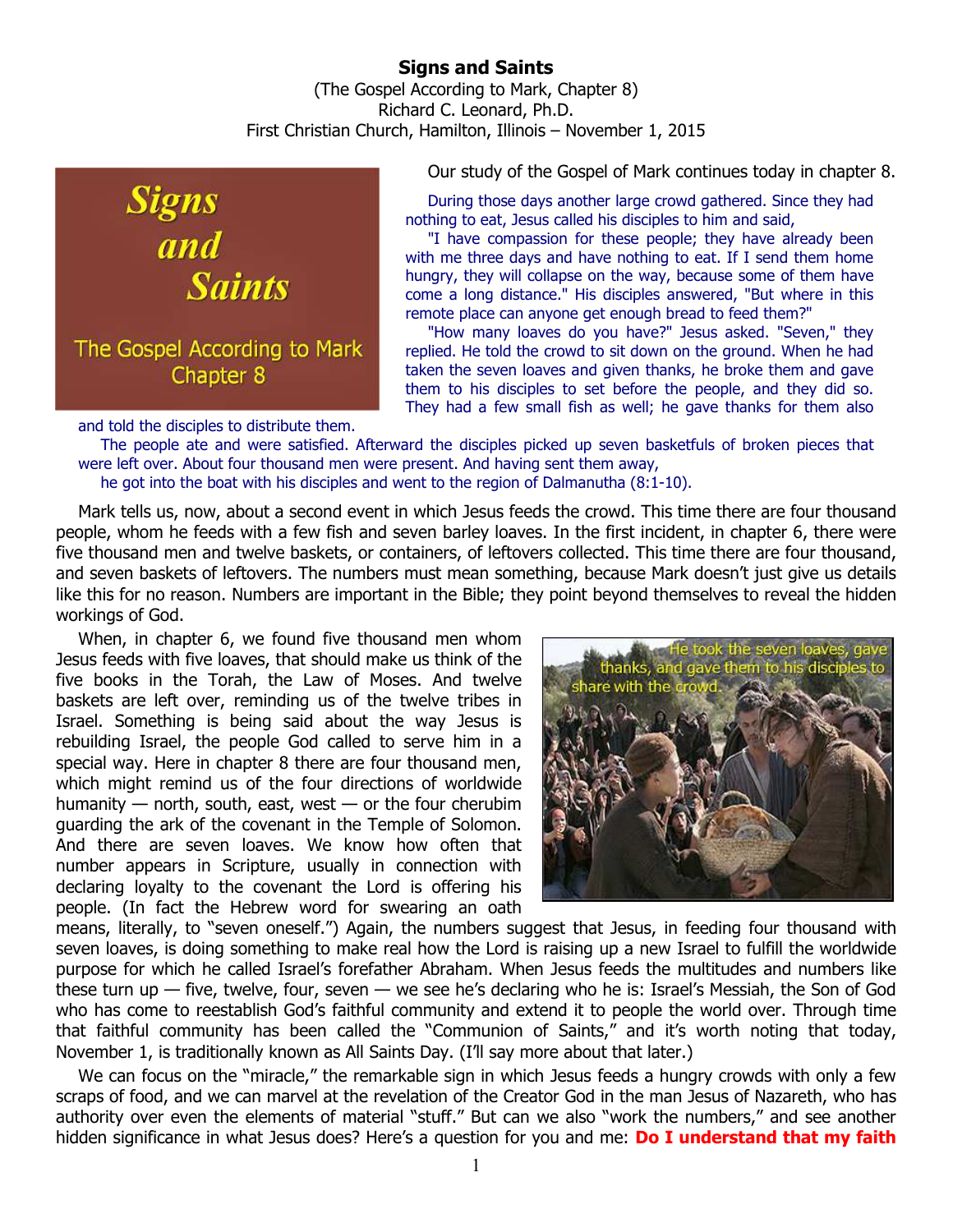# Signs and Saints

(The Gospel According to Mark, Chapter 8)
Richard C. Leonard, Ph.D.
First Christian Church, Hamilton, Illinois – November 1, 2015

Our study of the Gospel of Mark continues today in chapter 8.

> During those days another large crowd gathered. Since they had nothing to eat, Jesus called his disciples to him and said,
>
> "I have compassion for these people; they have already been with me three days and have nothing to eat. If I send them home hungry, they will collapse on the way, because some of them have come a long distance." His disciples answered, "But where in this remote place can anyone get enough bread to feed them?"
>
> "How many loaves do you have?" Jesus asked. "Seven," they replied. He told the crowd to sit down on the ground. When he had taken the seven loaves and given thanks, he broke them and gave them to his disciples to set before the people, and they did so. They had a few small fish as well; he gave thanks for them also and told the disciples to distribute them.
>
> The people ate and were satisfied. Afterward the disciples picked up seven basketfuls of broken pieces that were left over. About four thousand men were present. And having sent them away,
>
> he got into the boat with his disciples and went to the region of Dalmanutha (8:1-10).

Mark tells us, now, about a second event in which Jesus feeds the crowd. This time there are four thousand people, whom he feeds with a few fish and seven barley loaves. In the first incident, in chapter 6, there were five thousand men and twelve baskets, or containers, of leftovers collected. This time there are four thousand, and seven baskets of leftovers. The numbers must mean something, because Mark doesn't just give us details like this for no reason. Numbers are important in the Bible; they point beyond themselves to reveal the hidden workings of God.

When, in chapter 6, we found five thousand men whom Jesus feeds with five loaves, that should make us think of the five books in the Torah, the Law of Moses. And twelve baskets are left over, reminding us of the twelve tribes in Israel. Something is being said about the way Jesus is rebuilding Israel, the people God called to serve him in a special way. Here in chapter 8 there are four thousand men, which might remind us of the four directions of worldwide humanity — north, south, east, west — or the four cherubim guarding the ark of the covenant in the Temple of Solomon. And there are seven loaves. We know how often that number appears in Scripture, usually in connection with declaring loyalty to the covenant the Lord is offering his people. (In fact the Hebrew word for swearing an oath means, literally, to "seven oneself.") Again, the numbers suggest that Jesus, in feeding four thousand with seven loaves, is doing something to make real how the Lord is raising up a new Israel to fulfill the worldwide purpose for which he called Israel's forefather Abraham. When Jesus feeds the multitudes and numbers like these turn up — five, twelve, four, seven — we see he's declaring who he is: Israel's Messiah, the Son of God who has come to reestablish God's faithful community and extend it to people the world over. Through time that faithful community has been called the "Communion of Saints," and it's worth noting that today, November 1, is traditionally known as All Saints Day. (I'll say more about that later.)

We can focus on the "miracle," the remarkable sign in which Jesus feeds a hungry crowds with only a few scraps of food, and we can marvel at the revelation of the Creator God in the man Jesus of Nazareth, who has authority over even the elements of material "stuff." But can we also "work the numbers," and see another hidden significance in what Jesus does? Here's a question for you and me: **Do I understand that my faith**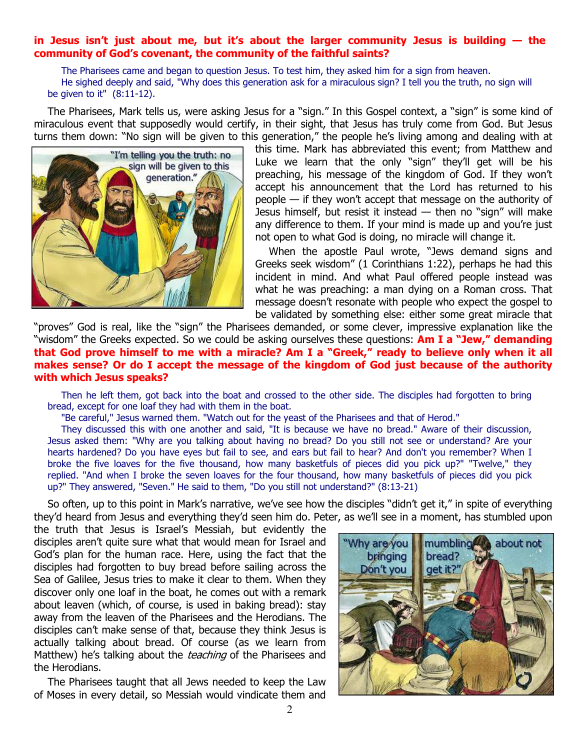**in Jesus isn't just about me, but it's about the larger community Jesus is building — the community of God's covenant, the community of the faithful saints?**

> The Pharisees came and began to question Jesus. To test him, they asked him for a sign from heaven.
> He sighed deeply and said, "Why does this generation ask for a miraculous sign? I tell you the truth, no sign will be given to it" (8:11-12).

The Pharisees, Mark tells us, were asking Jesus for a "sign." In this Gospel context, a "sign" is some kind of miraculous event that supposedly would certify, in their sight, that Jesus has truly come from God. But Jesus turns them down: "No sign will be given to this generation," the people he's living among and dealing with at this time. Mark has abbreviated this event; from Matthew and Luke we learn that the only "sign" they'll get will be his preaching, his message of the kingdom of God. If they won't accept his announcement that the Lord has returned to his people — if they won't accept that message on the authority of Jesus himself, but resist it instead — then no "sign" will make any difference to them. If your mind is made up and you're just not open to what God is doing, no miracle will change it.

When the apostle Paul wrote, "Jews demand signs and Greeks seek wisdom" (1 Corinthians 1:22), perhaps he had this incident in mind. And what Paul offered people instead was what he was preaching: a man dying on a Roman cross. That message doesn't resonate with people who expect the gospel to be validated by something else: either some great miracle that "proves" God is real, like the "sign" the Pharisees demanded, or some clever, impressive explanation like the "wisdom" the Greeks expected. So we could be asking ourselves these questions: **Am I a "Jew," demanding that God prove himself to me with a miracle? Am I a "Greek," ready to believe only when it all makes sense? Or do I accept the message of the kingdom of God just because of the authority with which Jesus speaks?**

> Then he left them, got back into the boat and crossed to the other side. The disciples had forgotten to bring bread, except for one loaf they had with them in the boat.
> "Be careful," Jesus warned them. "Watch out for the yeast of the Pharisees and that of Herod."
> They discussed this with one another and said, "It is because we have no bread." Aware of their discussion, Jesus asked them: "Why are you talking about having no bread? Do you still not see or understand? Are your hearts hardened? Do you have eyes but fail to see, and ears but fail to hear? And don't you remember? When I broke the five loaves for the five thousand, how many basketfuls of pieces did you pick up?" "Twelve," they replied. "And when I broke the seven loaves for the four thousand, how many basketfuls of pieces did you pick up?" They answered, "Seven." He said to them, "Do you still not understand?" (8:13-21)

So often, up to this point in Mark's narrative, we've see how the disciples "didn't get it," in spite of everything they'd heard from Jesus and everything they'd seen him do. Peter, as we'll see in a moment, has stumbled upon the truth that Jesus is Israel's Messiah, but evidently the disciples aren't quite sure what that would mean for Israel and God's plan for the human race. Here, using the fact that the disciples had forgotten to buy bread before sailing across the Sea of Galilee, Jesus tries to make it clear to them. When they discover only one loaf in the boat, he comes out with a remark about leaven (which, of course, is used in baking bread): stay away from the leaven of the Pharisees and the Herodians. The disciples can't make sense of that, because they think Jesus is actually talking about bread. Of course (as we learn from Matthew) he's talking about the *teaching* of the Pharisees and the Herodians.

The Pharisees taught that all Jews needed to keep the Law of Moses in every detail, so Messiah would vindicate them and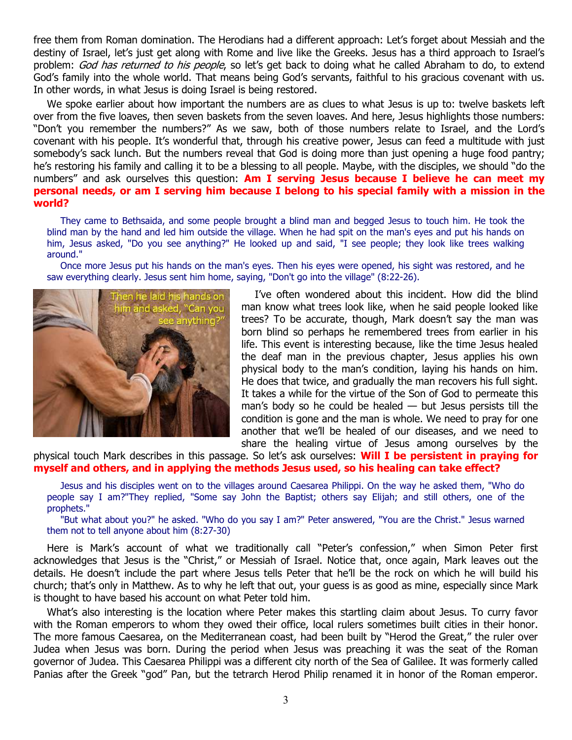free them from Roman domination. The Herodians had a different approach: Let's forget about Messiah and the destiny of Israel, let's just get along with Rome and live like the Greeks. Jesus has a third approach to Israel's problem: *God has returned to his people*, so let's get back to doing what he called Abraham to do, to extend God's family into the whole world. That means being God's servants, faithful to his gracious covenant with us. In other words, in what Jesus is doing Israel is being restored.

We spoke earlier about how important the numbers are as clues to what Jesus is up to: twelve baskets left over from the five loaves, then seven baskets from the seven loaves. And here, Jesus highlights those numbers: "Don't you remember the numbers?" As we saw, both of those numbers relate to Israel, and the Lord's covenant with his people. It's wonderful that, through his creative power, Jesus can feed a multitude with just somebody's sack lunch. But the numbers reveal that God is doing more than just opening a huge food pantry; he's restoring his family and calling it to be a blessing to all people. Maybe, with the disciples, we should "do the numbers" and ask ourselves this question: **Am I serving Jesus because I believe he can meet my personal needs, or am I serving him because I belong to his special family with a mission in the world?**

> They came to Bethsaida, and some people brought a blind man and begged Jesus to touch him. He took the blind man by the hand and led him outside the village. When he had spit on the man's eyes and put his hands on him, Jesus asked, "Do you see anything?" He looked up and said, "I see people; they look like trees walking around."
>
> Once more Jesus put his hands on the man's eyes. Then his eyes were opened, his sight was restored, and he saw everything clearly. Jesus sent him home, saying, "Don't go into the village" (8:22-26).

Then he laid his hands on him and asked, "Can you see anything?"

I've often wondered about this incident. How did the blind man know what trees look like, when he said people looked like trees? To be accurate, though, Mark doesn't say the man was born blind so perhaps he remembered trees from earlier in his life. This event is interesting because, like the time Jesus healed the deaf man in the previous chapter, Jesus applies his own physical body to the man's condition, laying his hands on him. He does that twice, and gradually the man recovers his full sight. It takes a while for the virtue of the Son of God to permeate this man's body so he could be healed — but Jesus persists till the condition is gone and the man is whole. We need to pray for one another that we'll be healed of our diseases, and we need to share the healing virtue of Jesus among ourselves by the physical touch Mark describes in this passage. So let's ask ourselves: **Will I be persistent in praying for myself and others, and in applying the methods Jesus used, so his healing can take effect?**

> Jesus and his disciples went on to the villages around Caesarea Philippi. On the way he asked them, "Who do people say I am?"They replied, "Some say John the Baptist; others say Elijah; and still others, one of the prophets."
>
> "But what about you?" he asked. "Who do you say I am?" Peter answered, "You are the Christ." Jesus warned them not to tell anyone about him (8:27-30)

Here is Mark's account of what we traditionally call "Peter's confession," when Simon Peter first acknowledges that Jesus is the "Christ," or Messiah of Israel. Notice that, once again, Mark leaves out the details. He doesn't include the part where Jesus tells Peter that he'll be the rock on which he will build his church; that's only in Matthew. As to why he left that out, your guess is as good as mine, especially since Mark is thought to have based his account on what Peter told him.

What's also interesting is the location where Peter makes this startling claim about Jesus. To curry favor with the Roman emperors to whom they owed their office, local rulers sometimes built cities in their honor. The more famous Caesarea, on the Mediterranean coast, had been built by "Herod the Great," the ruler over Judea when Jesus was born. During the period when Jesus was preaching it was the seat of the Roman governor of Judea. This Caesarea Philippi was a different city north of the Sea of Galilee. It was formerly called Panias after the Greek "god" Pan, but the tetrarch Herod Philip renamed it in honor of the Roman emperor.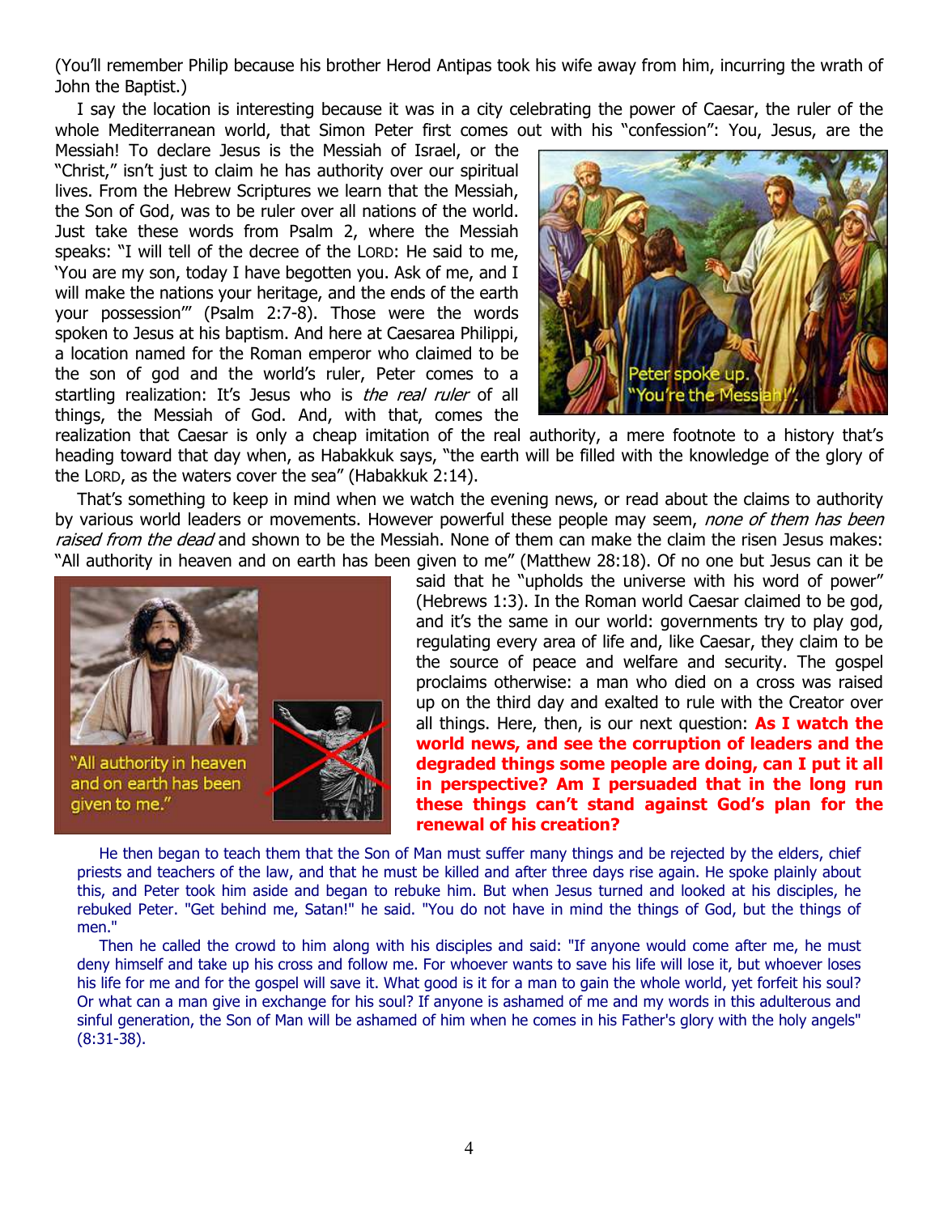(You'll remember Philip because his brother Herod Antipas took his wife away from him, incurring the wrath of John the Baptist.)

I say the location is interesting because it was in a city celebrating the power of Caesar, the ruler of the whole Mediterranean world, that Simon Peter first comes out with his "confession": You, Jesus, are the Messiah! To declare Jesus is the Messiah of Israel, or the "Christ," isn't just to claim he has authority over our spiritual lives. From the Hebrew Scriptures we learn that the Messiah, the Son of God, was to be ruler over all nations of the world. Just take these words from Psalm 2, where the Messiah speaks: "I will tell of the decree of the LORD: He said to me, 'You are my son, today I have begotten you. Ask of me, and I will make the nations your heritage, and the ends of the earth your possession'" (Psalm 2:7-8). Those were the words spoken to Jesus at his baptism. And here at Caesarea Philippi, a location named for the Roman emperor who claimed to be the son of god and the world's ruler, Peter comes to a startling realization: It's Jesus who is *the real ruler* of all things, the Messiah of God. And, with that, comes the realization that Caesar is only a cheap imitation of the real authority, a mere footnote to a history that's heading toward that day when, as Habakkuk says, "the earth will be filled with the knowledge of the glory of the LORD, as the waters cover the sea" (Habakkuk 2:14).

Peter spoke up. "You're the Messiah!".

That's something to keep in mind when we watch the evening news, or read about the claims to authority by various world leaders or movements. However powerful these people may seem, *none of them has been raised from the dead* and shown to be the Messiah. None of them can make the claim the risen Jesus makes: "All authority in heaven and on earth has been given to me" (Matthew 28:18). Of no one but Jesus can it be said that he "upholds the universe with his word of power" (Hebrews 1:3). In the Roman world Caesar claimed to be god, and it's the same in our world: governments try to play god, regulating every area of life and, like Caesar, they claim to be the source of peace and welfare and security. The gospel proclaims otherwise: a man who died on a cross was raised up on the third day and exalted to rule with the Creator over all things. Here, then, is our next question: **As I watch the world news, and see the corruption of leaders and the degraded things some people are doing, can I put it all in perspective? Am I persuaded that in the long run these things can't stand against God's plan for the renewal of his creation?**

"All authority in heaven and on earth has been given to me."

He then began to teach them that the Son of Man must suffer many things and be rejected by the elders, chief priests and teachers of the law, and that he must be killed and after three days rise again. He spoke plainly about this, and Peter took him aside and began to rebuke him. But when Jesus turned and looked at his disciples, he rebuked Peter. "Get behind me, Satan!" he said. "You do not have in mind the things of God, but the things of men."

Then he called the crowd to him along with his disciples and said: "If anyone would come after me, he must deny himself and take up his cross and follow me. For whoever wants to save his life will lose it, but whoever loses his life for me and for the gospel will save it. What good is it for a man to gain the whole world, yet forfeit his soul? Or what can a man give in exchange for his soul? If anyone is ashamed of me and my words in this adulterous and sinful generation, the Son of Man will be ashamed of him when he comes in his Father's glory with the holy angels" (8:31-38).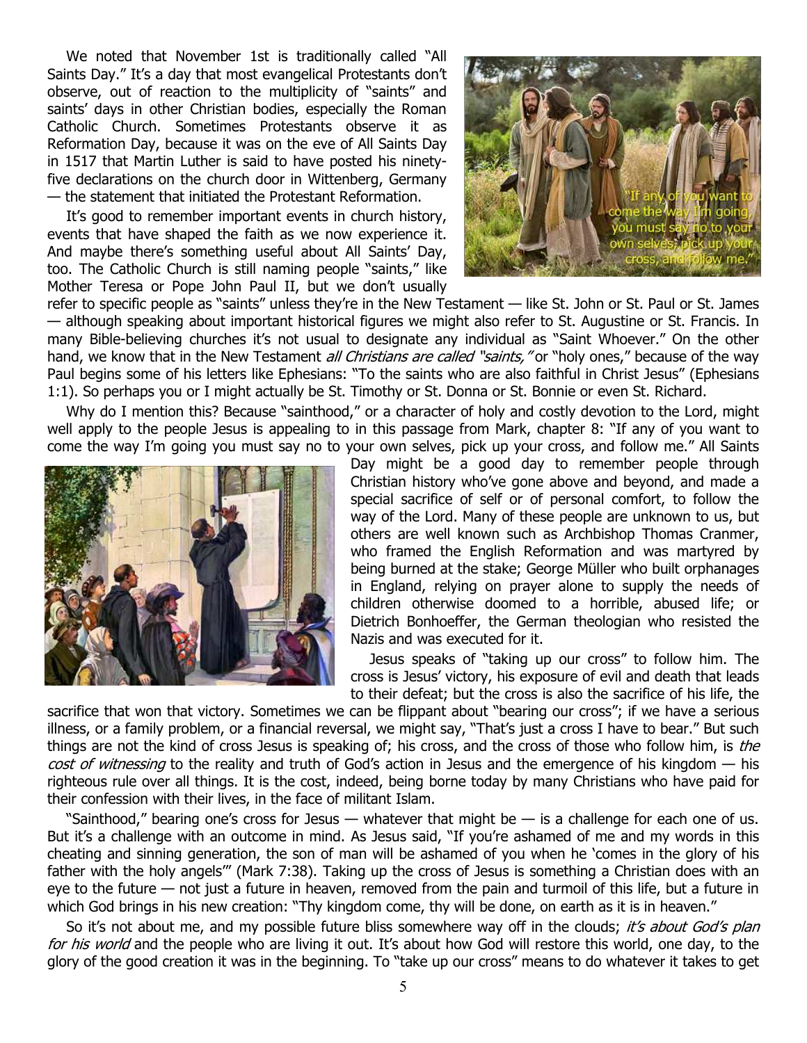We noted that November 1st is traditionally called "All Saints Day." It's a day that most evangelical Protestants don't observe, out of reaction to the multiplicity of "saints" and saints' days in other Christian bodies, especially the Roman Catholic Church. Sometimes Protestants observe it as Reformation Day, because it was on the eve of All Saints Day in 1517 that Martin Luther is said to have posted his ninety-five declarations on the church door in Wittenberg, Germany — the statement that initiated the Protestant Reformation.

It's good to remember important events in church history, events that have shaped the faith as we now experience it. And maybe there's something useful about All Saints' Day, too. The Catholic Church is still naming people "saints," like Mother Teresa or Pope John Paul II, but we don't usually refer to specific people as "saints" unless they're in the New Testament — like St. John or St. Paul or St. James — although speaking about important historical figures we might also refer to St. Augustine or St. Francis. In many Bible-believing churches it's not usual to designate any individual as "Saint Whoever." On the other hand, we know that in the New Testament *all Christians are called "saints,"* or "holy ones," because of the way Paul begins some of his letters like Ephesians: "To the saints who are also faithful in Christ Jesus" (Ephesians 1:1). So perhaps you or I might actually be St. Timothy or St. Donna or St. Bonnie or even St. Richard.

Why do I mention this? Because "sainthood," or a character of holy and costly devotion to the Lord, might well apply to the people Jesus is appealing to in this passage from Mark, chapter 8: "If any of you want to come the way I'm going you must say no to your own selves, pick up your cross, and follow me." All Saints Day might be a good day to remember people through Christian history who've gone above and beyond, and made a special sacrifice of self or of personal comfort, to follow the way of the Lord. Many of these people are unknown to us, but others are well known such as Archbishop Thomas Cranmer, who framed the English Reformation and was martyred by being burned at the stake; George Müller who built orphanages in England, relying on prayer alone to supply the needs of children otherwise doomed to a horrible, abused life; or Dietrich Bonhoeffer, the German theologian who resisted the Nazis and was executed for it.

Jesus speaks of "taking up our cross" to follow him. The cross is Jesus' victory, his exposure of evil and death that leads to their defeat; but the cross is also the sacrifice of his life, the sacrifice that won that victory. Sometimes we can be flippant about "bearing our cross"; if we have a serious illness, or a family problem, or a financial reversal, we might say, "That's just a cross I have to bear." But such things are not the kind of cross Jesus is speaking of; his cross, and the cross of those who follow him, is *the cost of witnessing* to the reality and truth of God's action in Jesus and the emergence of his kingdom — his righteous rule over all things. It is the cost, indeed, being borne today by many Christians who have paid for their confession with their lives, in the face of militant Islam.

"Sainthood," bearing one's cross for Jesus — whatever that might be — is a challenge for each one of us. But it's a challenge with an outcome in mind. As Jesus said, "If you're ashamed of me and my words in this cheating and sinning generation, the son of man will be ashamed of you when he 'comes in the glory of his father with the holy angels'" (Mark 7:38). Taking up the cross of Jesus is something a Christian does with an eye to the future — not just a future in heaven, removed from the pain and turmoil of this life, but a future in which God brings in his new creation: "Thy kingdom come, thy will be done, on earth as it is in heaven."

So it's not about me, and my possible future bliss somewhere way off in the clouds; *it's about God's plan for his world* and the people who are living it out. It's about how God will restore this world, one day, to the glory of the good creation it was in the beginning. To "take up our cross" means to do whatever it takes to get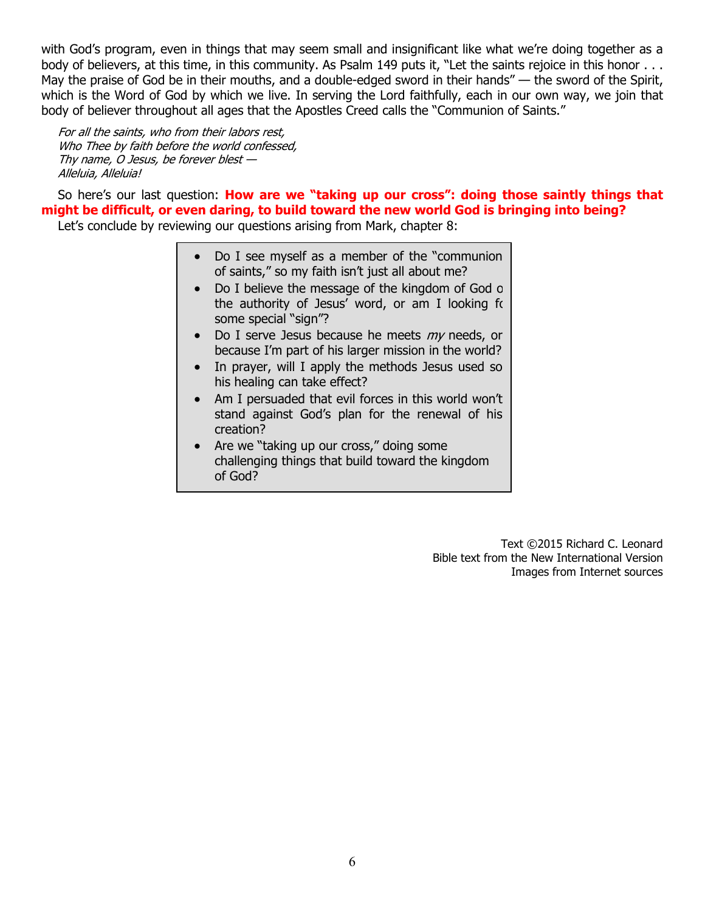with God's program, even in things that may seem small and insignificant like what we're doing together as a body of believers, at this time, in this community. As Psalm 149 puts it, "Let the saints rejoice in this honor . . . May the praise of God be in their mouths, and a double-edged sword in their hands" — the sword of the Spirit, which is the Word of God by which we live. In serving the Lord faithfully, each in our own way, we join that body of believer throughout all ages that the Apostles Creed calls the "Communion of Saints."

*For all the saints, who from their labors rest,*
*Who Thee by faith before the world confessed,*
*Thy name, O Jesus, be forever blest —*
*Alleluia, Alleluia!*

So here's our last question: **How are we "taking up our cross": doing those saintly things that might be difficult, or even daring, to build toward the new world God is bringing into being?**

Let's conclude by reviewing our questions arising from Mark, chapter 8:

- Do I see myself as a member of the "communion of saints," so my faith isn't just all about me?
- Do I believe the message of the kingdom of God o the authority of Jesus' word, or am I looking fo some special "sign"?
- Do I serve Jesus because he meets *my* needs, or because I'm part of his larger mission in the world?
- In prayer, will I apply the methods Jesus used so his healing can take effect?
- Am I persuaded that evil forces in this world won't stand against God's plan for the renewal of his creation?
- Are we "taking up our cross," doing some challenging things that build toward the kingdom of God?

Text ©2015 Richard C. Leonard
Bible text from the New International Version
Images from Internet sources